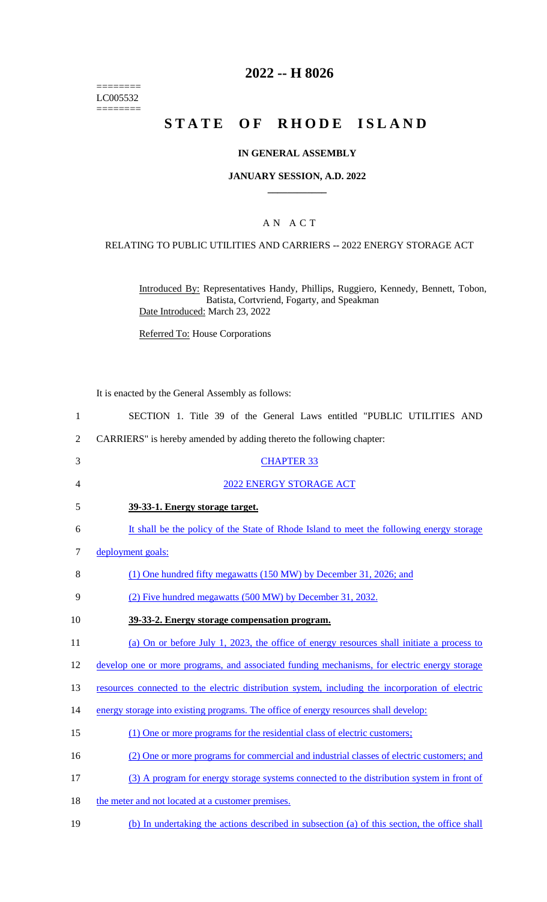========
LC005532
========

# 2022 -- H 8026

# STATE OF RHODE ISLAND

## IN GENERAL ASSEMBLY

### JANUARY SESSION, A.D. 2022

---

### A N A C T

RELATING TO PUBLIC UTILITIES AND CARRIERS -- 2022 ENERGY STORAGE ACT

Introduced By: Representatives Handy, Phillips, Ruggiero, Kennedy, Bennett, Tobon, Batista, Cortvriend, Fogarty, and Speakman

Date Introduced: March 23, 2022

Referred To: House Corporations

It is enacted by the General Assembly as follows:

1 SECTION 1. Title 39 of the General Laws entitled "PUBLIC UTILITIES AND
2 CARRIERS" is hereby amended by adding thereto the following chapter:

3 CHAPTER 33

4 2022 ENERGY STORAGE ACT

5 **39-33-1. Energy storage target.**

6 It shall be the policy of the State of Rhode Island to meet the following energy storage
7 deployment goals:

8 (1) One hundred fifty megawatts (150 MW) by December 31, 2026; and

9 (2) Five hundred megawatts (500 MW) by December 31, 2032.

10 **39-33-2. Energy storage compensation program.**

11 (a) On or before July 1, 2023, the office of energy resources shall initiate a process to
12 develop one or more programs, and associated funding mechanisms, for electric energy storage
13 resources connected to the electric distribution system, including the incorporation of electric
14 energy storage into existing programs. The office of energy resources shall develop:

15 (1) One or more programs for the residential class of electric customers;

16 (2) One or more programs for commercial and industrial classes of electric customers; and

17 (3) A program for energy storage systems connected to the distribution system in front of
18 the meter and not located at a customer premises.

19 (b) In undertaking the actions described in subsection (a) of this section, the office shall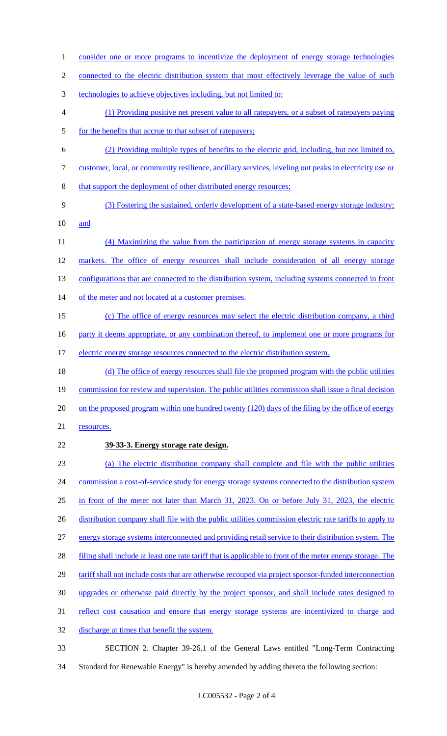consider one or more programs to incentivize the deployment of energy storage technologies connected to the electric distribution system that most effectively leverage the value of such technologies to achieve objectives including, but not limited to:

(1) Providing positive net present value to all ratepayers, or a subset of ratepayers paying for the benefits that accrue to that subset of ratepayers;

(2) Providing multiple types of benefits to the electric grid, including, but not limited to, customer, local, or community resilience, ancillary services, leveling out peaks in electricity use or that support the deployment of other distributed energy resources;

(3) Fostering the sustained, orderly development of a state-based energy storage industry; and

(4) Maximizing the value from the participation of energy storage systems in capacity markets. The office of energy resources shall include consideration of all energy storage configurations that are connected to the distribution system, including systems connected in front of the meter and not located at a customer premises.

(c) The office of energy resources may select the electric distribution company, a third party it deems appropriate, or any combination thereof, to implement one or more programs for electric energy storage resources connected to the electric distribution system.

(d) The office of energy resources shall file the proposed program with the public utilities commission for review and supervision. The public utilities commission shall issue a final decision on the proposed program within one hundred twenty (120) days of the filing by the office of energy resources.

**39-33-3. Energy storage rate design.**

(a) The electric distribution company shall complete and file with the public utilities commission a cost-of-service study for energy storage systems connected to the distribution system in front of the meter not later than March 31, 2023. On or before July 31, 2023, the electric distribution company shall file with the public utilities commission electric rate tariffs to apply to energy storage systems interconnected and providing retail service to their distribution system. The filing shall include at least one rate tariff that is applicable to front of the meter energy storage. The tariff shall not include costs that are otherwise recouped via project sponsor-funded interconnection upgrades or otherwise paid directly by the project sponsor, and shall include rates designed to reflect cost causation and ensure that energy storage systems are incentivized to charge and discharge at times that benefit the system.

SECTION 2. Chapter 39-26.1 of the General Laws entitled "Long-Term Contracting Standard for Renewable Energy" is hereby amended by adding thereto the following section: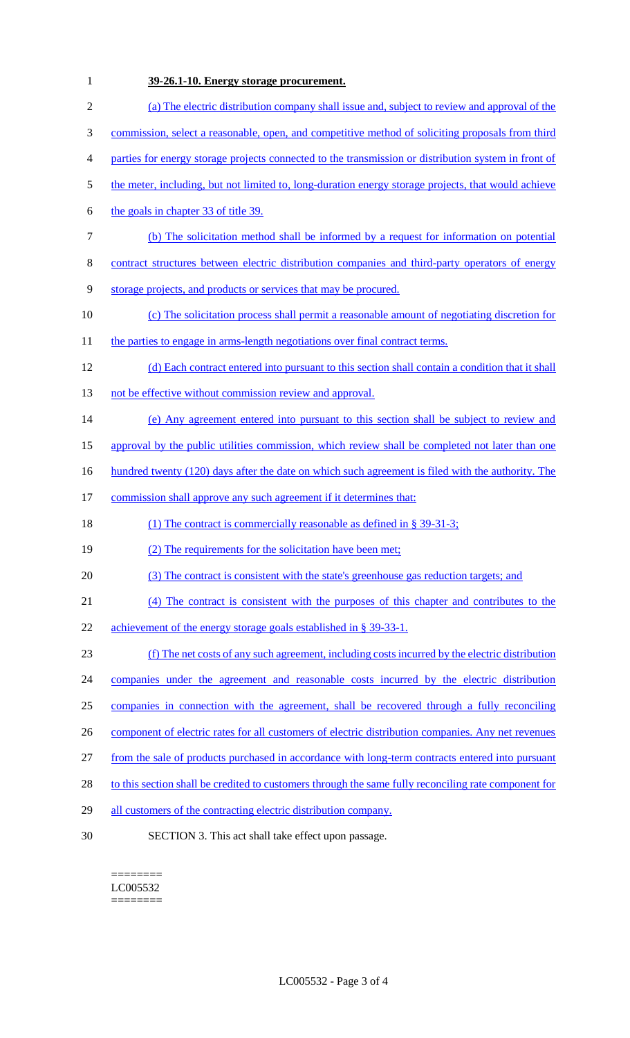**39-26.1-10. Energy storage procurement.**

(a) The electric distribution company shall issue and, subject to review and approval of the commission, select a reasonable, open, and competitive method of soliciting proposals from third parties for energy storage projects connected to the transmission or distribution system in front of the meter, including, but not limited to, long-duration energy storage projects, that would achieve the goals in chapter 33 of title 39.

(b) The solicitation method shall be informed by a request for information on potential contract structures between electric distribution companies and third-party operators of energy storage projects, and products or services that may be procured.

(c) The solicitation process shall permit a reasonable amount of negotiating discretion for the parties to engage in arms-length negotiations over final contract terms.

(d) Each contract entered into pursuant to this section shall contain a condition that it shall not be effective without commission review and approval.

(e) Any agreement entered into pursuant to this section shall be subject to review and approval by the public utilities commission, which review shall be completed not later than one hundred twenty (120) days after the date on which such agreement is filed with the authority. The commission shall approve any such agreement if it determines that:

(1) The contract is commercially reasonable as defined in § 39-31-3;

(2) The requirements for the solicitation have been met;

(3) The contract is consistent with the state's greenhouse gas reduction targets; and

(4) The contract is consistent with the purposes of this chapter and contributes to the achievement of the energy storage goals established in § 39-33-1.

(f) The net costs of any such agreement, including costs incurred by the electric distribution companies under the agreement and reasonable costs incurred by the electric distribution companies in connection with the agreement, shall be recovered through a fully reconciling component of electric rates for all customers of electric distribution companies. Any net revenues from the sale of products purchased in accordance with long-term contracts entered into pursuant to this section shall be credited to customers through the same fully reconciling rate component for all customers of the contracting electric distribution company.

SECTION 3. This act shall take effect upon passage.

========
LC005532
========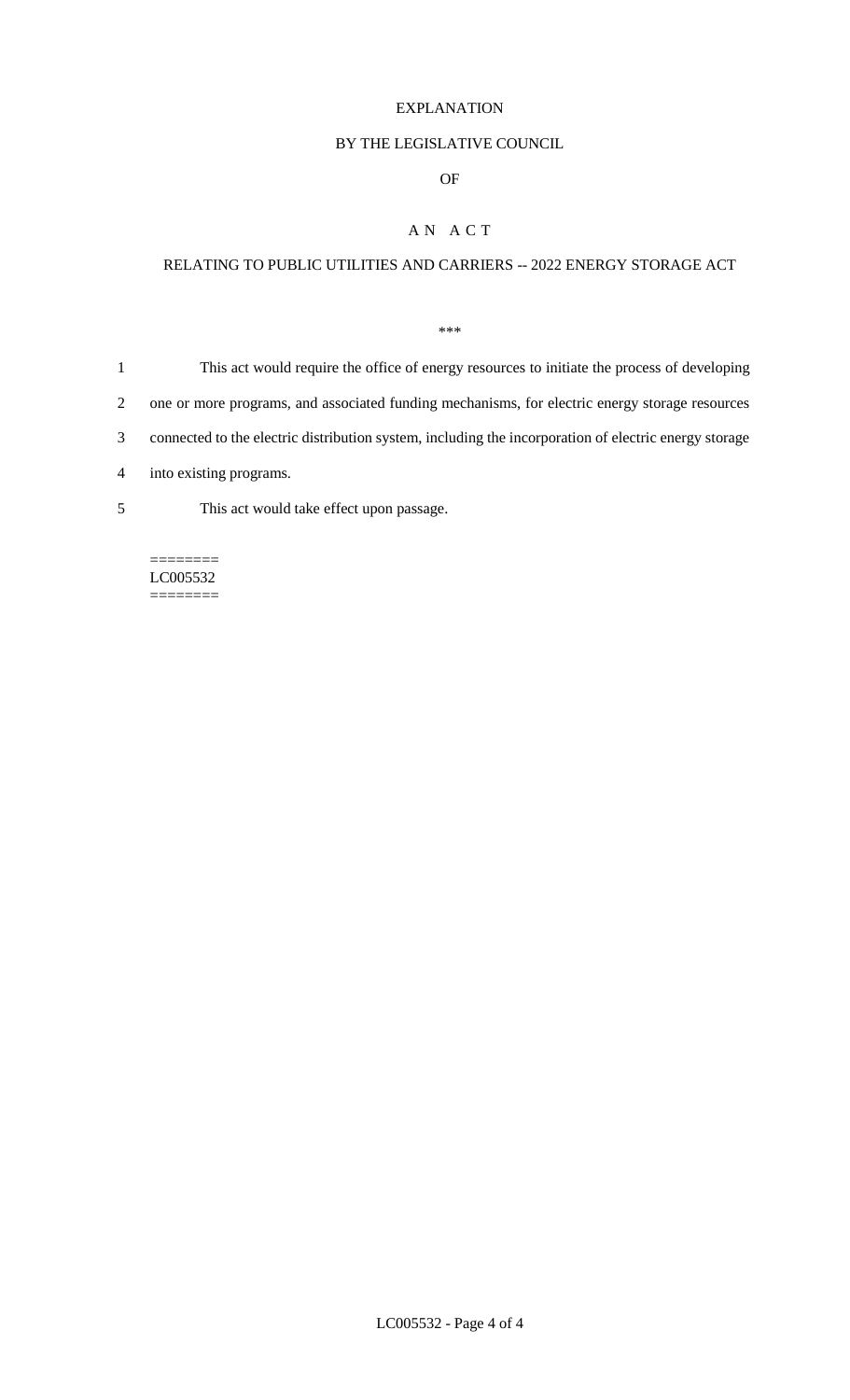EXPLANATION

BY THE LEGISLATIVE COUNCIL

OF

A N A C T

RELATING TO PUBLIC UTILITIES AND CARRIERS -- 2022 ENERGY STORAGE ACT

\*\*\*

This act would require the office of energy resources to initiate the process of developing one or more programs, and associated funding mechanisms, for electric energy storage resources connected to the electric distribution system, including the incorporation of electric energy storage into existing programs.

This act would take effect upon passage.

========
LC005532
========